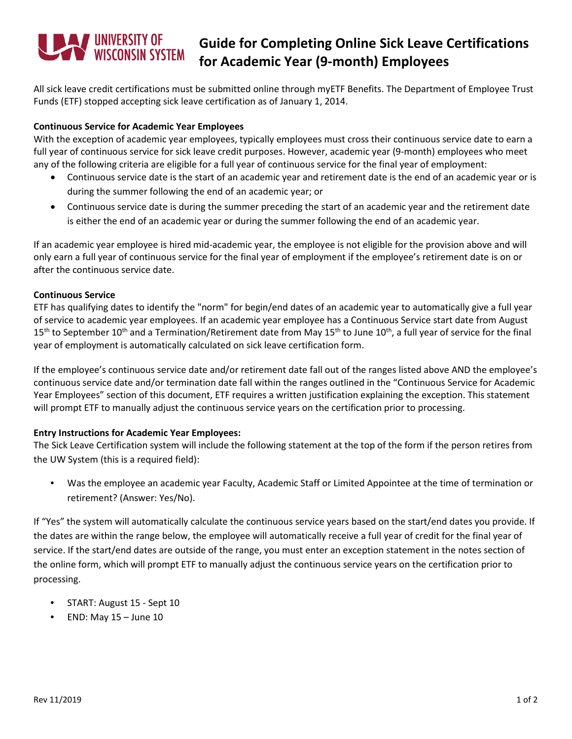# Guide for Completing Online Sick Leave Certifications for Academic Year (9-month) Employees

All sick leave credit certifications must be submitted online through myETF Benefits. The Department of Employee Trust Funds (ETF) stopped accepting sick leave certification as of January 1, 2014.

**Continuous Service for Academic Year Employees**

With the exception of academic year employees, typically employees must cross their continuous service date to earn a full year of continuous service for sick leave credit purposes. However, academic year (9-month) employees who meet any of the following criteria are eligible for a full year of continuous service for the final year of employment:

- Continuous service date is the start of an academic year and retirement date is the end of an academic year or is during the summer following the end of an academic year; or
- Continuous service date is during the summer preceding the start of an academic year and the retirement date is either the end of an academic year or during the summer following the end of an academic year.

If an academic year employee is hired mid-academic year, the employee is not eligible for the provision above and will only earn a full year of continuous service for the final year of employment if the employee's retirement date is on or after the continuous service date.

**Continuous Service**

ETF has qualifying dates to identify the "norm" for begin/end dates of an academic year to automatically give a full year of service to academic year employees. If an academic year employee has a Continuous Service start date from August 15th to September 10th and a Termination/Retirement date from May 15th to June 10th, a full year of service for the final year of employment is automatically calculated on sick leave certification form.

If the employee's continuous service date and/or retirement date fall out of the ranges listed above AND the employee's continuous service date and/or termination date fall within the ranges outlined in the "Continuous Service for Academic Year Employees" section of this document, ETF requires a written justification explaining the exception. This statement will prompt ETF to manually adjust the continuous service years on the certification prior to processing.

**Entry Instructions for Academic Year Employees:**

The Sick Leave Certification system will include the following statement at the top of the form if the person retires from the UW System (this is a required field):

- Was the employee an academic year Faculty, Academic Staff or Limited Appointee at the time of termination or retirement? (Answer: Yes/No).

If "Yes" the system will automatically calculate the continuous service years based on the start/end dates you provide. If the dates are within the range below, the employee will automatically receive a full year of credit for the final year of service. If the start/end dates are outside of the range, you must enter an exception statement in the notes section of the online form, which will prompt ETF to manually adjust the continuous service years on the certification prior to processing.

- START: August 15 - Sept 10
- END: May 15 – June 10

Rev 11/2019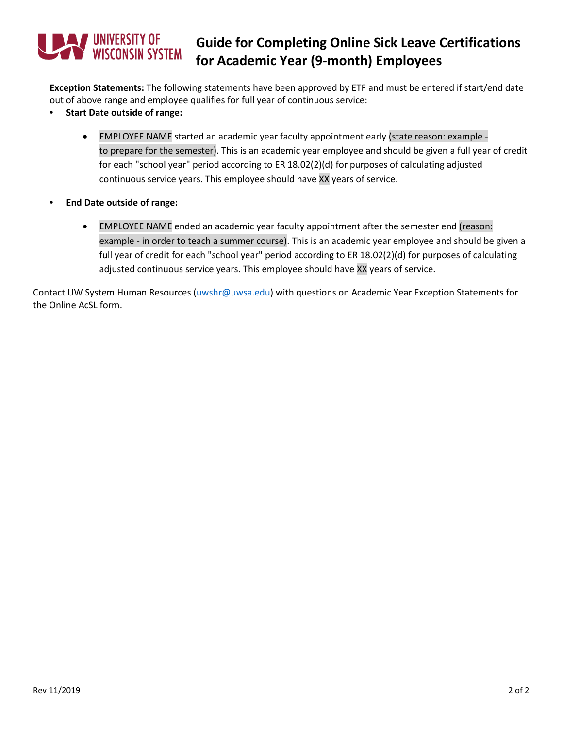**Exception Statements:** The following statements have been approved by ETF and must be entered if start/end date out of above range and employee qualifies for full year of continuous service:

- **Start Date outside of range:**
  - EMPLOYEE NAME started an academic year faculty appointment early (state reason: example - to prepare for the semester). This is an academic year employee and should be given a full year of credit for each "school year" period according to ER 18.02(2)(d) for purposes of calculating adjusted continuous service years. This employee should have XX years of service.
- **End Date outside of range:**
  - EMPLOYEE NAME ended an academic year faculty appointment after the semester end (reason: example - in order to teach a summer course). This is an academic year employee and should be given a full year of credit for each "school year" period according to ER 18.02(2)(d) for purposes of calculating adjusted continuous service years. This employee should have XX years of service.

Contact UW System Human Resources (uwshr@uwsa.edu) with questions on Academic Year Exception Statements for the Online AcSL form.